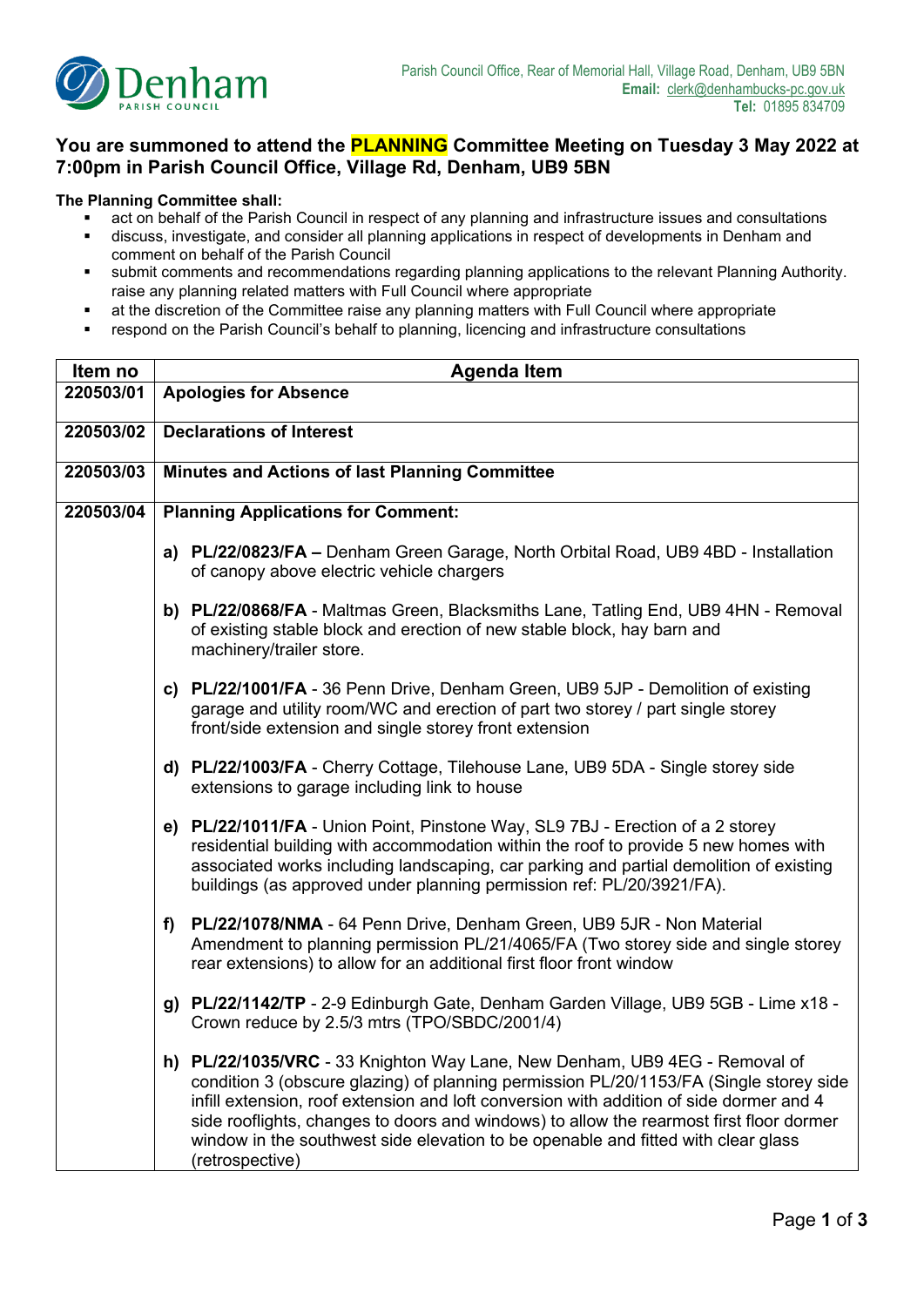Denham PARISH COUNCIL

Parish Council Office, Rear of Memorial Hall, Village Road, Denham, UB9 5BN
**Email:** clerk@denhambucks-pc.gov.uk
**Tel:** 01895 834709

## You are summoned to attend the PLANNING Committee Meeting on Tuesday 3 May 2022 at 7:00pm in Parish Council Office, Village Rd, Denham, UB9 5BN

**The Planning Committee shall:**

- act on behalf of the Parish Council in respect of any planning and infrastructure issues and consultations
- discuss, investigate, and consider all planning applications in respect of developments in Denham and comment on behalf of the Parish Council
- submit comments and recommendations regarding planning applications to the relevant Planning Authority. raise any planning related matters with Full Council where appropriate
- at the discretion of the Committee raise any planning matters with Full Council where appropriate
- respond on the Parish Council's behalf to planning, licencing and infrastructure consultations

| Item no | Agenda Item |
|---|---|
| **220503/01** | **Apologies for Absence** |
| **220503/02** | **Declarations of Interest** |
| **220503/03** | **Minutes and Actions of last Planning Committee** |
| **220503/04** | **Planning Applications for Comment:**<br><br>**a) PL/22/0823/FA –** Denham Green Garage, North Orbital Road, UB9 4BD - Installation of canopy above electric vehicle chargers<br><br>**b) PL/22/0868/FA** - Maltmas Green, Blacksmiths Lane, Tatling End, UB9 4HN - Removal of existing stable block and erection of new stable block, hay barn and machinery/trailer store.<br><br>**c) PL/22/1001/FA** - 36 Penn Drive, Denham Green, UB9 5JP - Demolition of existing garage and utility room/WC and erection of part two storey / part single storey front/side extension and single storey front extension<br><br>**d) PL/22/1003/FA** - Cherry Cottage, Tilehouse Lane, UB9 5DA - Single storey side extensions to garage including link to house<br><br>**e) PL/22/1011/FA** - Union Point, Pinstone Way, SL9 7BJ - Erection of a 2 storey residential building with accommodation within the roof to provide 5 new homes with associated works including landscaping, car parking and partial demolition of existing buildings (as approved under planning permission ref: PL/20/3921/FA).<br><br>**f) PL/22/1078/NMA** - 64 Penn Drive, Denham Green, UB9 5JR - Non Material Amendment to planning permission PL/21/4065/FA (Two storey side and single storey rear extensions) to allow for an additional first floor front window<br><br>**g) PL/22/1142/TP** - 2-9 Edinburgh Gate, Denham Garden Village, UB9 5GB - Lime x18 - Crown reduce by 2.5/3 mtrs (TPO/SBDC/2001/4)<br><br>**h) PL/22/1035/VRC** - 33 Knighton Way Lane, New Denham, UB9 4EG - Removal of condition 3 (obscure glazing) of planning permission PL/20/1153/FA (Single storey side infill extension, roof extension and loft conversion with addition of side dormer and 4 side rooflights, changes to doors and windows) to allow the rearmost first floor dormer window in the southwest side elevation to be openable and fitted with clear glass (retrospective) |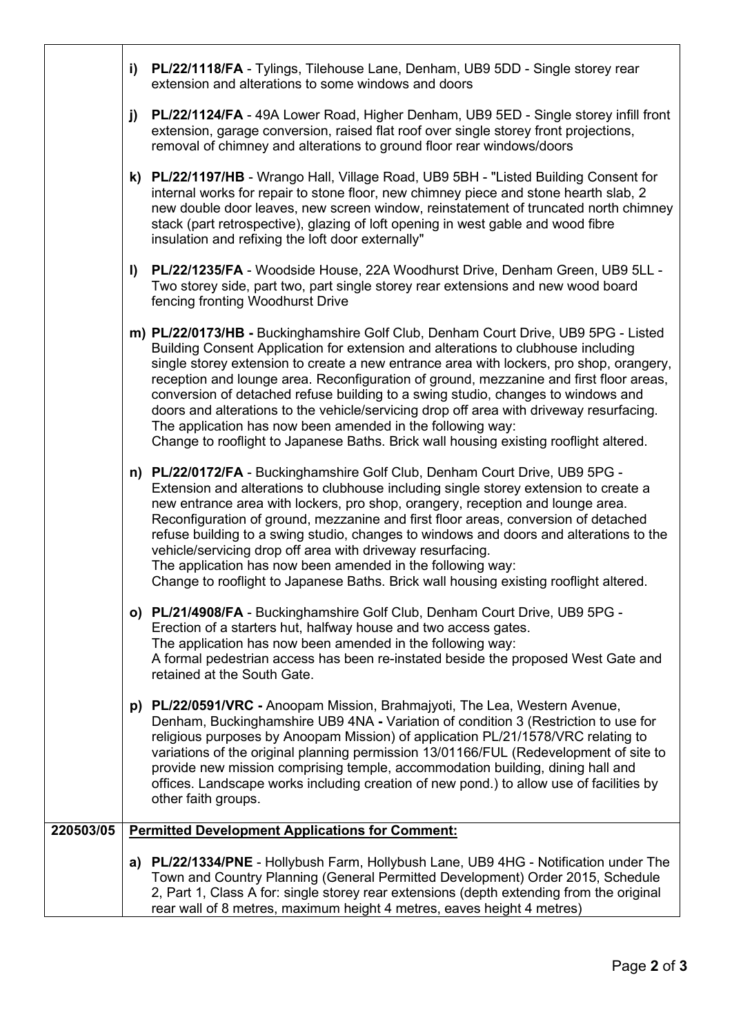| | |
|---|---|
| | **i) PL/22/1118/FA** - Tylings, Tilehouse Lane, Denham, UB9 5DD - Single storey rear extension and alterations to some windows and doors<br><br>**j) PL/22/1124/FA** - 49A Lower Road, Higher Denham, UB9 5ED - Single storey infill front extension, garage conversion, raised flat roof over single storey front projections, removal of chimney and alterations to ground floor rear windows/doors<br><br>**k) PL/22/1197/HB** - Wrango Hall, Village Road, UB9 5BH - "Listed Building Consent for internal works for repair to stone floor, new chimney piece and stone hearth slab, 2 new double door leaves, new screen window, reinstatement of truncated north chimney stack (part retrospective), glazing of loft opening in west gable and wood fibre insulation and refixing the loft door externally"<br><br>**l) PL/22/1235/FA** - Woodside House, 22A Woodhurst Drive, Denham Green, UB9 5LL - Two storey side, part two, part single storey rear extensions and new wood board fencing fronting Woodhurst Drive<br><br>**m) PL/22/0173/HB -** Buckinghamshire Golf Club, Denham Court Drive, UB9 5PG - Listed Building Consent Application for extension and alterations to clubhouse including single storey extension to create a new entrance area with lockers, pro shop, orangery, reception and lounge area. Reconfiguration of ground, mezzanine and first floor areas, conversion of detached refuse building to a swing studio, changes to windows and doors and alterations to the vehicle/servicing drop off area with driveway resurfacing. The application has now been amended in the following way: Change to rooflight to Japanese Baths. Brick wall housing existing rooflight altered.<br><br>**n) PL/22/0172/FA** - Buckinghamshire Golf Club, Denham Court Drive, UB9 5PG - Extension and alterations to clubhouse including single storey extension to create a new entrance area with lockers, pro shop, orangery, reception and lounge area. Reconfiguration of ground, mezzanine and first floor areas, conversion of detached refuse building to a swing studio, changes to windows and doors and alterations to the vehicle/servicing drop off area with driveway resurfacing. The application has now been amended in the following way: Change to rooflight to Japanese Baths. Brick wall housing existing rooflight altered.<br><br>**o) PL/21/4908/FA** - Buckinghamshire Golf Club, Denham Court Drive, UB9 5PG - Erection of a starters hut, halfway house and two access gates. The application has now been amended in the following way: A formal pedestrian access has been re-instated beside the proposed West Gate and retained at the South Gate.<br><br>**p) PL/22/0591/VRC -** Anoopam Mission, Brahmajyoti, The Lea, Western Avenue, Denham, Buckinghamshire UB9 4NA **-** Variation of condition 3 (Restriction to use for religious purposes by Anoopam Mission) of application PL/21/1578/VRC relating to variations of the original planning permission 13/01166/FUL (Redevelopment of site to provide new mission comprising temple, accommodation building, dining hall and offices. Landscape works including creation of new pond.) to allow use of facilities by other faith groups. |
| **220503/05** | **<u>Permitted Development Applications for Comment:</u>**<br><br>**a) PL/22/1334/PNE** - Hollybush Farm, Hollybush Lane, UB9 4HG - Notification under The Town and Country Planning (General Permitted Development) Order 2015, Schedule 2, Part 1, Class A for: single storey rear extensions (depth extending from the original rear wall of 8 metres, maximum height 4 metres, eaves height 4 metres) |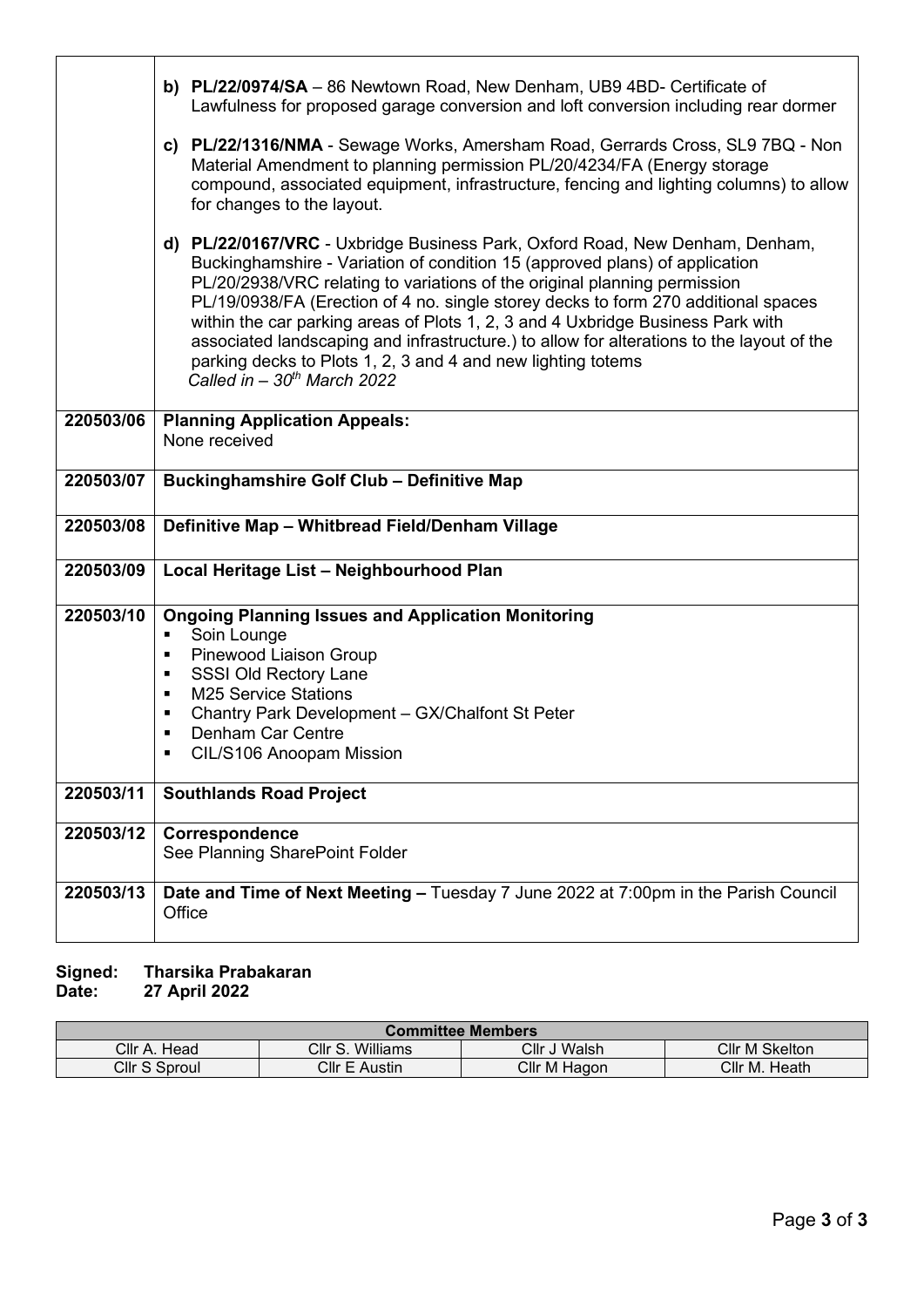| | |
|---|---|
| | **b) PL/22/0974/SA** – 86 Newtown Road, New Denham, UB9 4BD- Certificate of Lawfulness for proposed garage conversion and loft conversion including rear dormer<br><br>**c) PL/22/1316/NMA** - Sewage Works, Amersham Road, Gerrards Cross, SL9 7BQ - Non Material Amendment to planning permission PL/20/4234/FA (Energy storage compound, associated equipment, infrastructure, fencing and lighting columns) to allow for changes to the layout.<br><br>**d) PL/22/0167/VRC** - Uxbridge Business Park, Oxford Road, New Denham, Denham, Buckinghamshire - Variation of condition 15 (approved plans) of application PL/20/2938/VRC relating to variations of the original planning permission PL/19/0938/FA (Erection of 4 no. single storey decks to form 270 additional spaces within the car parking areas of Plots 1, 2, 3 and 4 Uxbridge Business Park with associated landscaping and infrastructure.) to allow for alterations to the layout of the parking decks to Plots 1, 2, 3 and 4 and new lighting totems<br>*Called in – 30th March 2022* |
| **220503/06** | **Planning Application Appeals:**<br>None received |
| **220503/07** | **Buckinghamshire Golf Club – Definitive Map** |
| **220503/08** | **Definitive Map – Whitbread Field/Denham Village** |
| **220503/09** | **Local Heritage List – Neighbourhood Plan** |
| **220503/10** | **Ongoing Planning Issues and Application Monitoring**<br>▪ Soin Lounge<br>▪ Pinewood Liaison Group<br>▪ SSSI Old Rectory Lane<br>▪ M25 Service Stations<br>▪ Chantry Park Development – GX/Chalfont St Peter<br>▪ Denham Car Centre<br>▪ CIL/S106 Anoopam Mission |
| **220503/11** | **Southlands Road Project** |
| **220503/12** | **Correspondence**<br>See Planning SharePoint Folder |
| **220503/13** | **Date and Time of Next Meeting –** Tuesday 7 June 2022 at 7:00pm in the Parish Council Office |

**Signed: Tharsika Prabakaran**
**Date: 27 April 2022**

| **Committee Members** | | | |
|---|---|---|---|
| Cllr A. Head | Cllr S. Williams | Cllr J Walsh | Cllr M Skelton |
| Cllr S Sproul | Cllr E Austin | Cllr M Hagon | Cllr M. Heath |